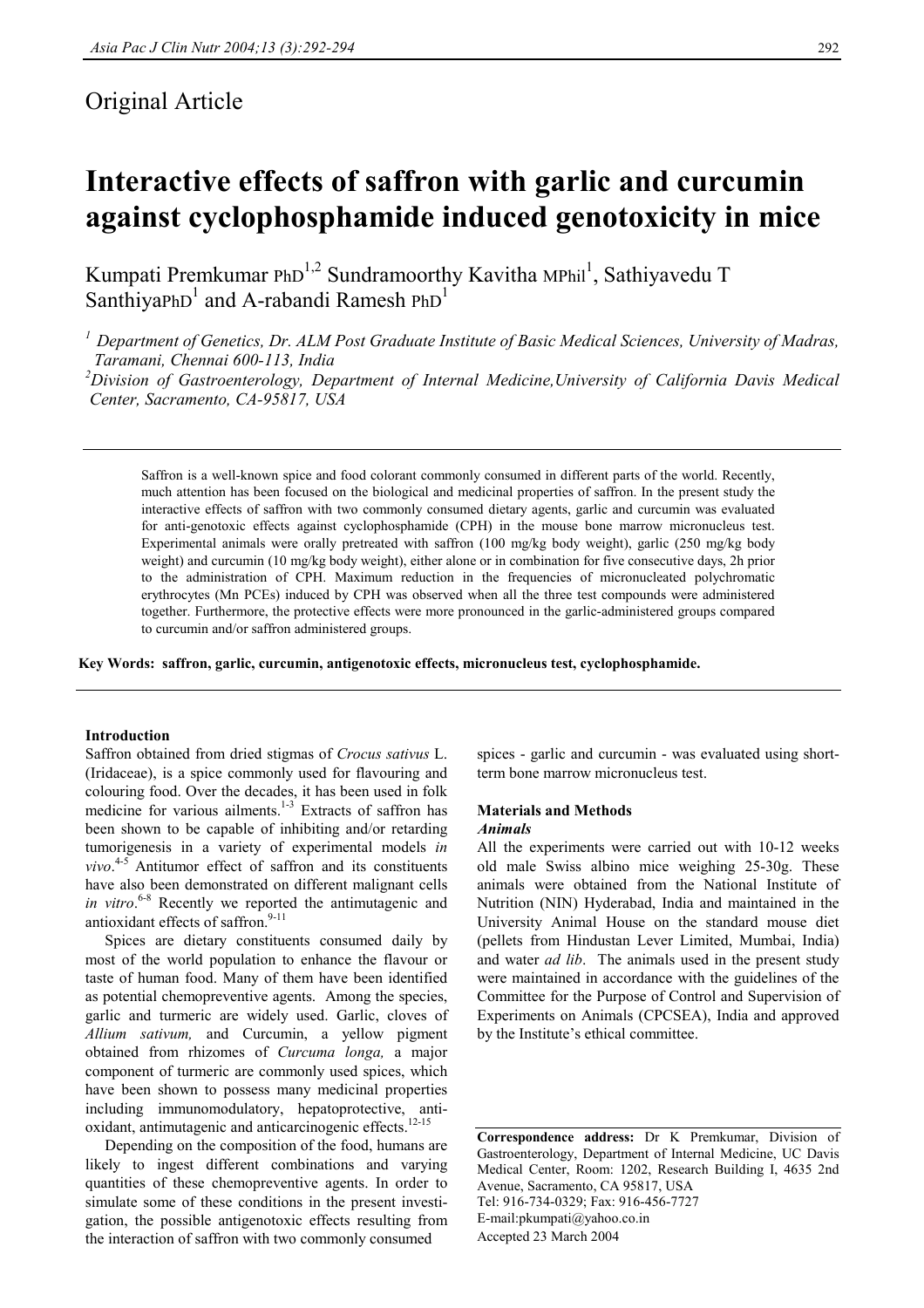Original Article

# Interactive effects of saffron with garlic and curcumin against cyclophosphamide induced genotoxicity in mice

Kumpati Premkumar PhD[1,2] Sundramoorthy Kavitha MPhil[1], Sathiyavedu T SanthiyaPhD[1] and A-rabandi Ramesh PhD[1]

[1] Department of Genetics, Dr. ALM Post Graduate Institute of Basic Medical Sciences, University of Madras, Taramani, Chennai 600-113, India

[2] Division of Gastroenterology, Department of Internal Medicine, University of California Davis Medical Center, Sacramento, CA-95817, USA

Saffron is a well-known spice and food colorant commonly consumed in different parts of the world. Recently, much attention has been focused on the biological and medicinal properties of saffron. In the present study the interactive effects of saffron with two commonly consumed dietary agents, garlic and curcumin was evaluated for anti-genotoxic effects against cyclophosphamide (CPH) in the mouse bone marrow micronucleus test. Experimental animals were orally pretreated with saffron (100 mg/kg body weight), garlic (250 mg/kg body weight) and curcumin (10 mg/kg body weight), either alone or in combination for five consecutive days, 2h prior to the administration of CPH. Maximum reduction in the frequencies of micronucleated polychromatic erythrocytes (Mn PCEs) induced by CPH was observed when all the three test compounds were administered together. Furthermore, the protective effects were more pronounced in the garlic-administered groups compared to curcumin and/or saffron administered groups.

**Key Words: saffron, garlic, curcumin, antigenotoxic effects, micronucleus test, cyclophosphamide.**

## Introduction

Saffron obtained from dried stigmas of *Crocus sativus* L. (Iridaceae), is a spice commonly used for flavouring and colouring food. Over the decades, it has been used in folk medicine for various ailments.[1-3] Extracts of saffron has been shown to be capable of inhibiting and/or retarding tumorigenesis in a variety of experimental models *in vivo*.[4-5] Antitumor effect of saffron and its constituents have also been demonstrated on different malignant cells *in vitro*.[6-8] Recently we reported the antimutagenic and antioxidant effects of saffron.[9-11]

Spices are dietary constituents consumed daily by most of the world population to enhance the flavour or taste of human food. Many of them have been identified as potential chemopreventive agents. Among the species, garlic and turmeric are widely used. Garlic, cloves of *Allium sativum,* and Curcumin, a yellow pigment obtained from rhizomes of *Curcuma longa,* a major component of turmeric are commonly used spices, which have been shown to possess many medicinal properties including immunomodulatory, hepatoprotective, anti-oxidant, antimutagenic and anticarcinogenic effects.[12-15]

Depending on the composition of the food, humans are likely to ingest different combinations and varying quantities of these chemopreventive agents. In order to simulate some of these conditions in the present investigation, the possible antigenotoxic effects resulting from the interaction of saffron with two commonly consumed spices - garlic and curcumin - was evaluated using short-term bone marrow micronucleus test.

## Materials and Methods

### *Animals*

All the experiments were carried out with 10-12 weeks old male Swiss albino mice weighing 25-30g. These animals were obtained from the National Institute of Nutrition (NIN) Hyderabad, India and maintained in the University Animal House on the standard mouse diet (pellets from Hindustan Lever Limited, Mumbai, India) and water *ad lib*. The animals used in the present study were maintained in accordance with the guidelines of the Committee for the Purpose of Control and Supervision of Experiments on Animals (CPCSEA), India and approved by the Institute's ethical committee.

**Correspondence address:** Dr K Premkumar, Division of Gastroenterology, Department of Internal Medicine, UC Davis Medical Center, Room: 1202, Research Building I, 4635 2nd Avenue, Sacramento, CA 95817, USA
Tel: 916-734-0329; Fax: 916-456-7727
E-mail:pkumpati@yahoo.co.in
Accepted 23 March 2004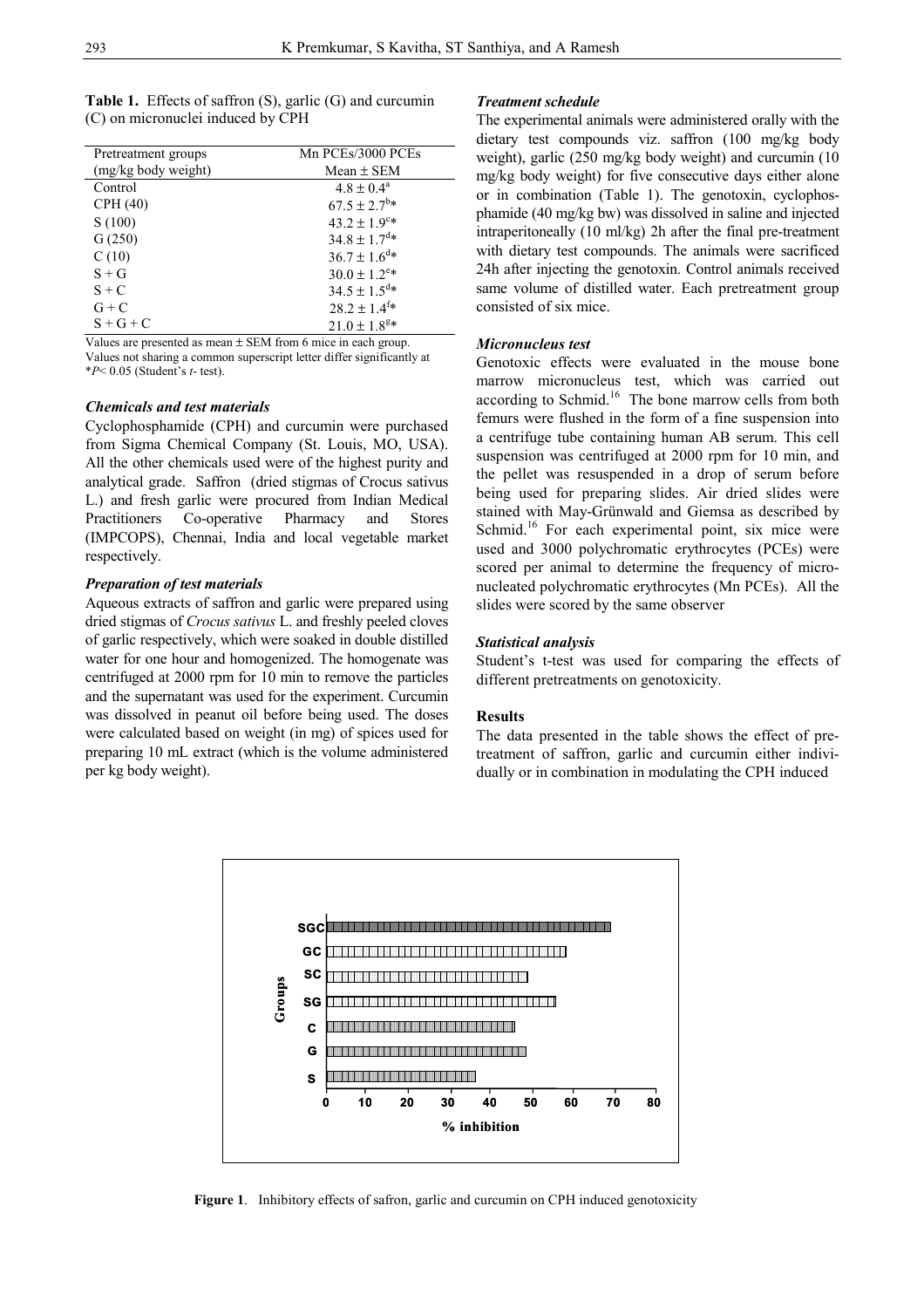**Table 1.** Effects of saffron (S), garlic (G) and curcumin (C) on micronuclei induced by CPH

| Pretreatment groups (mg/kg body weight) | Mn PCEs/3000 PCEs Mean ± SEM |
|---|---|
| Control | $4.8 \pm 0.4^{a}$ |
| CPH (40) | $67.5 \pm 2.7^{b}$* |
| S (100) | $43.2 \pm 1.9^{c}$* |
| G (250) | $34.8 \pm 1.7^{d}$* |
| C (10) | $36.7 \pm 1.6^{d}$* |
| S + G | $30.0 \pm 1.2^{e}$* |
| S + C | $34.5 \pm 1.5^{d}$* |
| G + C | $28.2 \pm 1.4^{f}$* |
| S + G + C | $21.0 \pm 1.8^{g}$* |

Values are presented as mean ± SEM from 6 mice in each group. Values not sharing a common superscript letter differ significantly at *$P< 0.05$ (Student's *t*- test).

### *Chemicals and test materials*

Cyclophosphamide (CPH) and curcumin were purchased from Sigma Chemical Company (St. Louis, MO, USA). All the other chemicals used were of the highest purity and analytical grade. Saffron (dried stigmas of Crocus sativus L.) and fresh garlic were procured from Indian Medical Practitioners Co-operative Pharmacy and Stores (IMPCOPS), Chennai, India and local vegetable market respectively.

### *Preparation of test materials*

Aqueous extracts of saffron and garlic were prepared using dried stigmas of *Crocus sativus* L. and freshly peeled cloves of garlic respectively, which were soaked in double distilled water for one hour and homogenized. The homogenate was centrifuged at 2000 rpm for 10 min to remove the particles and the supernatant was used for the experiment. Curcumin was dissolved in peanut oil before being used. The doses were calculated based on weight (in mg) of spices used for preparing 10 mL extract (which is the volume administered per kg body weight).

### *Treatment schedule*

The experimental animals were administered orally with the dietary test compounds viz. saffron (100 mg/kg body weight), garlic (250 mg/kg body weight) and curcumin (10 mg/kg body weight) for five consecutive days either alone or in combination (Table 1). The genotoxin, cyclophosphamide (40 mg/kg bw) was dissolved in saline and injected intraperitoneally (10 ml/kg) 2h after the final pre-treatment with dietary test compounds. The animals were sacrificed 24h after injecting the genotoxin. Control animals received same volume of distilled water. Each pretreatment group consisted of six mice.

### *Micronucleus test*

Genotoxic effects were evaluated in the mouse bone marrow micronucleus test, which was carried out according to Schmid.[16] The bone marrow cells from both femurs were flushed in the form of a fine suspension into a centrifuge tube containing human AB serum. This cell suspension was centrifuged at 2000 rpm for 10 min, and the pellet was resuspended in a drop of serum before being used for preparing slides. Air dried slides were stained with May-Grünwald and Giemsa as described by Schmid.[16] For each experimental point, six mice were used and 3000 polychromatic erythrocytes (PCEs) were scored per animal to determine the frequency of micronucleated polychromatic erythrocytes (Mn PCEs). All the slides were scored by the same observer

### *Statistical analysis*

Student's t-test was used for comparing the effects of different pretreatments on genotoxicity.

### **Results**

The data presented in the table shows the effect of pretreatment of saffron, garlic and curcumin either individually or in combination in modulating the CPH induced

**Figure 1**. Inhibitory effects of safron, garlic and curcumin on CPH induced genotoxicity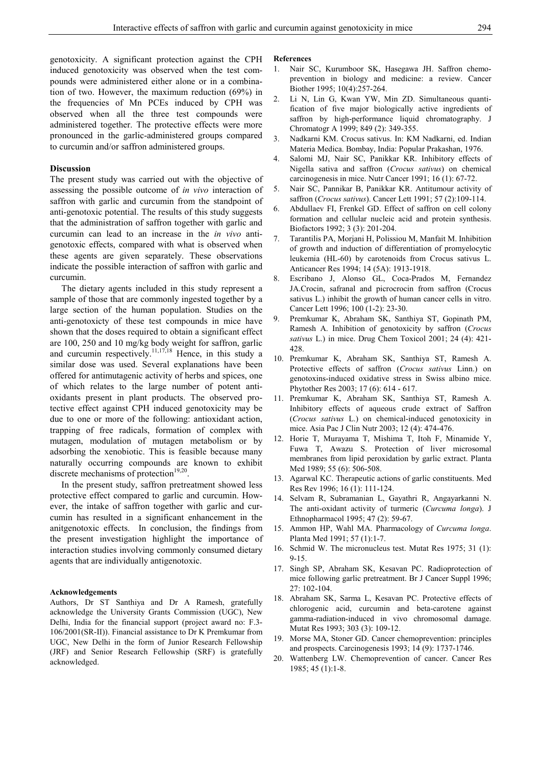genotoxicity. A significant protection against the CPH induced genotoxicity was observed when the test compounds were administered either alone or in a combination of two. However, the maximum reduction (69%) in the frequencies of Mn PCEs induced by CPH was observed when all the three test compounds were administered together. The protective effects were more pronounced in the garlic-administered groups compared to curcumin and/or saffron administered groups.

## Discussion

The present study was carried out with the objective of assessing the possible outcome of *in vivo* interaction of saffron with garlic and curcumin from the standpoint of anti-genotoxic potential. The results of this study suggests that the administration of saffron together with garlic and curcumin can lead to an increase in the *in vivo* anti-genotoxic effects, compared with what is observed when these agents are given separately. These observations indicate the possible interaction of saffron with garlic and curcumin.

The dietary agents included in this study represent a sample of those that are commonly ingested together by a large section of the human population. Studies on the anti-genotoxicty of these test compounds in mice have shown that the doses required to obtain a significant effect are 100, 250 and 10 mg/kg body weight for saffron, garlic and curcumin respectively.[11,17,18] Hence, in this study a similar dose was used. Several explanations have been offered for antimutagenic activity of herbs and spices, one of which relates to the large number of potent antioxidants present in plant products. The observed protective effect against CPH induced genotoxicity may be due to one or more of the following: antioxidant action, trapping of free radicals, formation of complex with mutagen, modulation of mutagen metabolism or by adsorbing the xenobiotic. This is feasible because many naturally occurring compounds are known to exhibit discrete mechanisms of protection[19,20].

In the present study, saffron pretreatment showed less protective effect compared to garlic and curcumin. However, the intake of saffron together with garlic and curcumin has resulted in a significant enhancement in the anitgenotoxic effects. In conclusion, the findings from the present investigation highlight the importance of interaction studies involving commonly consumed dietary agents that are individually antigenotoxic.

### Acknowledgements

Authors, Dr ST Santhiya and Dr A Ramesh, gratefully acknowledge the University Grants Commission (UGC), New Delhi, India for the financial support (project award no: F.3-106/2001(SR-II)). Financial assistance to Dr K Premkumar from UGC, New Delhi in the form of Junior Research Fellowship (JRF) and Senior Research Fellowship (SRF) is gratefully acknowledged.

### References

1. Nair SC, Kurumboor SK, Hasegawa JH. Saffron chemoprevention in biology and medicine: a review. Cancer Biother 1995; 10(4):257-264.
2. Li N, Lin G, Kwan YW, Min ZD. Simultaneous quantification of five major biologically active ingredients of saffron by high-performance liquid chromatography. J Chromatogr A 1999; 849 (2): 349-355.
3. Nadkarni KM. Crocus sativus. In: KM Nadkarni, ed. Indian Materia Medica. Bombay, India: Popular Prakashan, 1976.
4. Salomi MJ, Nair SC, Panikkar KR. Inhibitory effects of Nigella sativa and saffron (*Crocus sativus*) on chemical carcinogenesis in mice. Nutr Cancer 1991; 16 (1): 67-72.
5. Nair SC, Pannikar B, Panikkar KR. Antitumour activity of saffron (*Crocus sativus*). Cancer Lett 1991; 57 (2):109-114.
6. Abdullaev FI, Frenkel GD. Effect of saffron on cell colony formation and cellular nucleic acid and protein synthesis. Biofactors 1992; 3 (3): 201-204.
7. Tarantilis PA, Morjani H, Polissiou M, Manfait M. Inhibition of growth and induction of differentiation of promyelocytic leukemia (HL-60) by carotenoids from Crocus sativus L. Anticancer Res 1994; 14 (5A): 1913-1918.
8. Escribano J, Alonso GL, Coca-Prados M, Fernandez JA.Crocin, safranal and picrocrocin from saffron (Crocus sativus L.) inhibit the growth of human cancer cells in vitro. Cancer Lett 1996; 100 (1-2): 23-30.
9. Premkumar K, Abraham SK, Santhiya ST, Gopinath PM, Ramesh A. Inhibition of genotoxicity by saffron (*Crocus sativus* L.) in mice. Drug Chem Toxicol 2001; 24 (4): 421-428.
10. Premkumar K, Abraham SK, Santhiya ST, Ramesh A. Protective effects of saffron (*Crocus sativus* Linn.) on genotoxins-induced oxidative stress in Swiss albino mice. Phytother Res 2003; 17 (6): 614 - 617.
11. Premkumar K, Abraham SK, Santhiya ST, Ramesh A. Inhibitory effects of aqueous crude extract of Saffron (*Crocus sativus* L.) on chemical-induced genotoxicity in mice. Asia Pac J Clin Nutr 2003; 12 (4): 474-476.
12. Horie T, Murayama T, Mishima T, Itoh F, Minamide Y, Fuwa T, Awazu S. Protection of liver microsomal membranes from lipid peroxidation by garlic extract. Planta Med 1989; 55 (6): 506-508.
13. Agarwal KC. Therapeutic actions of garlic constituents. Med Res Rev 1996; 16 (1): 111-124.
14. Selvam R, Subramanian L, Gayathri R, Angayarkanni N. The anti-oxidant activity of turmeric (*Curcuma longa*). J Ethnopharmacol 1995; 47 (2): 59-67.
15. Ammon HP, Wahl MA. Pharmacology of *Curcuma longa*. Planta Med 1991; 57 (1):1-7.
16. Schmid W. The micronucleus test. Mutat Res 1975; 31 (1): 9-15.
17. Singh SP, Abraham SK, Kesavan PC. Radioprotection of mice following garlic pretreatment. Br J Cancer Suppl 1996; 27: 102-104.
18. Abraham SK, Sarma L, Kesavan PC. Protective effects of chlorogenic acid, curcumin and beta-carotene against gamma-radiation-induced in vivo chromosomal damage. Mutat Res 1993; 303 (3): 109-12.
19. Morse MA, Stoner GD. Cancer chemoprevention: principles and prospects. Carcinogenesis 1993; 14 (9): 1737-1746.
20. Wattenberg LW. Chemoprevention of cancer. Cancer Res 1985; 45 (1):1-8.